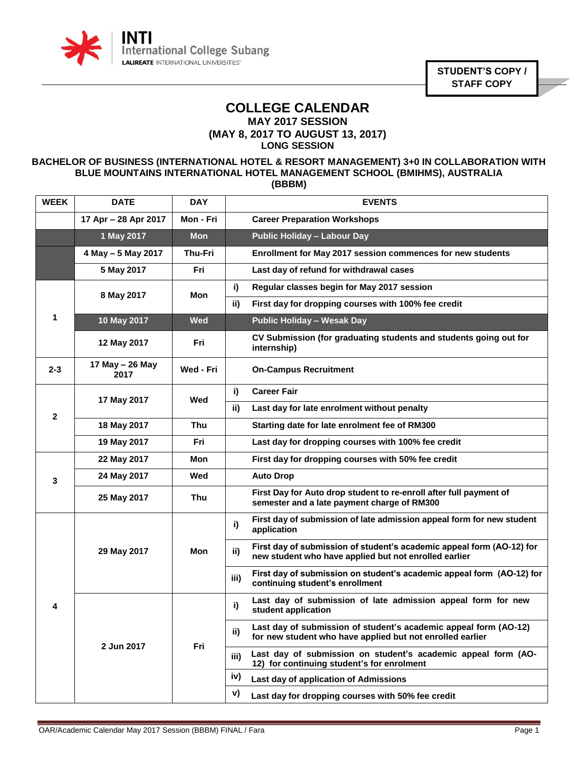INTI International College Subang
LAUREATE INTERNATIONAL UNIVERSITIES

**STUDENT'S COPY / STAFF COPY**

# COLLEGE CALENDAR

## MAY 2017 SESSION
## (MAY 8, 2017 TO AUGUST 13, 2017)
## LONG SESSION

### BACHELOR OF BUSINESS (INTERNATIONAL HOTEL & RESORT MANAGEMENT) 3+0 IN COLLABORATION WITH BLUE MOUNTAINS INTERNATIONAL HOTEL MANAGEMENT SCHOOL (BMIHMS), AUSTRALIA (BBBM)

| WEEK | DATE | DAY | | EVENTS |
|---|---|---|---|---|
| | 17 Apr – 28 Apr 2017 | Mon - Fri | | Career Preparation Workshops |
| | 1 May 2017 | Mon | | Public Holiday – Labour Day |
| | 4 May – 5 May 2017 | Thu-Fri | | Enrollment for May 2017 session commences for new students |
| | 5 May 2017 | Fri | | Last day of refund for withdrawal cases |
| 1 | 8 May 2017 | Mon | i) | Regular classes begin for May 2017 session |
| | | | ii) | First day for dropping courses with 100% fee credit |
| | 10 May 2017 | Wed | | Public Holiday – Wesak Day |
| | 12 May 2017 | Fri | | CV Submission (for graduating students and students going out for internship) |
| 2-3 | 17 May – 26 May 2017 | Wed - Fri | | On-Campus Recruitment |
| 2 | 17 May 2017 | Wed | i) | Career Fair |
| | | | ii) | Last day for late enrolment without penalty |
| | 18 May 2017 | Thu | | Starting date for late enrolment fee of RM300 |
| | 19 May 2017 | Fri | | Last day for dropping courses with 100% fee credit |
| 3 | 22 May 2017 | Mon | | First day for dropping courses with 50% fee credit |
| | 24 May 2017 | Wed | | Auto Drop |
| | 25 May 2017 | Thu | | First Day for Auto drop student to re-enroll after full payment of semester and a late payment charge of RM300 |
| 4 | 29 May 2017 | Mon | i) | First day of submission of late admission appeal form for new student application |
| | | | ii) | First day of submission of student's academic appeal form (AO-12) for new student who have applied but not enrolled earlier |
| | | | iii) | First day of submission on student's academic appeal form (AO-12) for continuing student's enrollment |
| | 2 Jun 2017 | Fri | i) | Last day of submission of late admission appeal form for new student application |
| | | | ii) | Last day of submission of student's academic appeal form (AO-12) for new student who have applied but not enrolled earlier |
| | | | iii) | Last day of submission on student's academic appeal form (AO-12) for continuing student's for enrolment |
| | | | iv) | Last day of application of Admissions |
| | | | v) | Last day for dropping courses with 50% fee credit |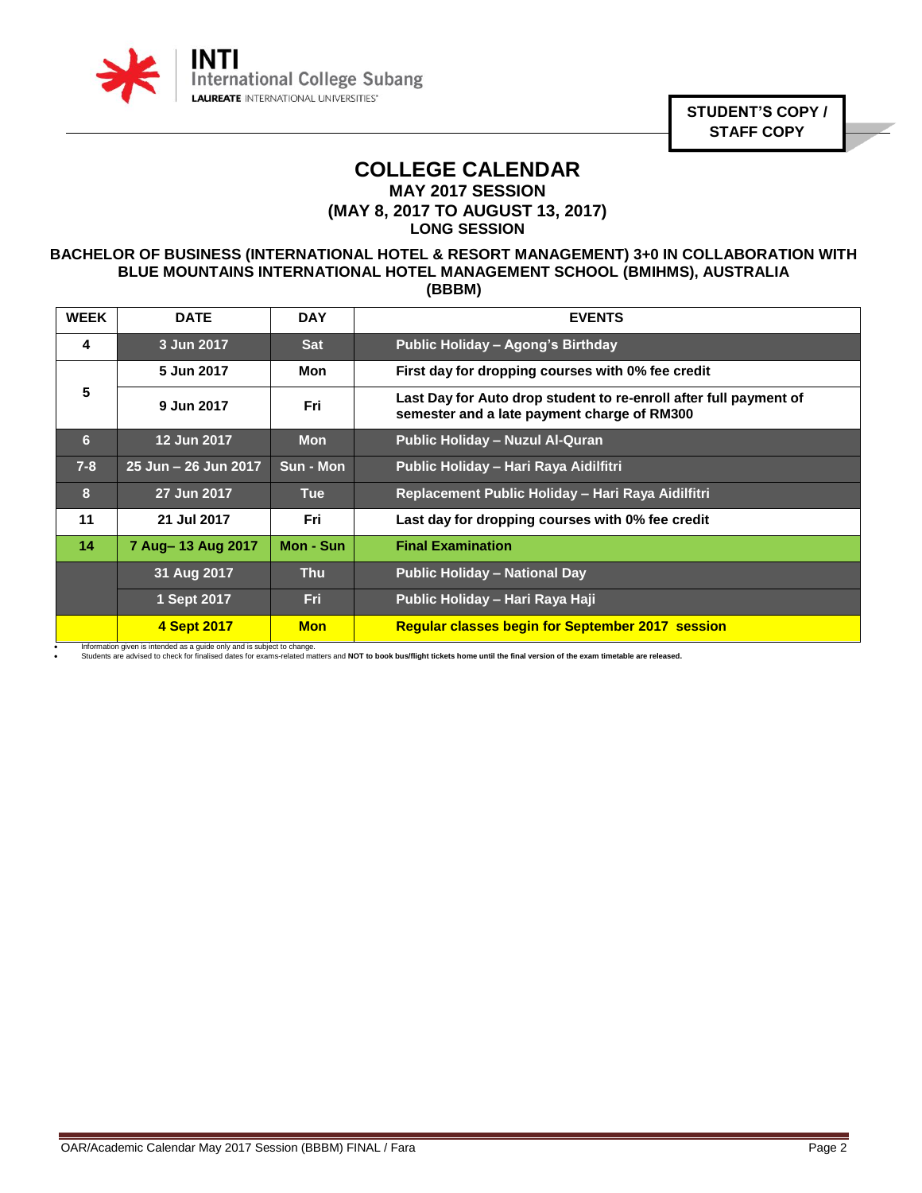INTI International College Subang
LAUREATE INTERNATIONAL UNIVERSITIES

**STUDENT'S COPY / STAFF COPY**

# COLLEGE CALENDAR

## MAY 2017 SESSION
## (MAY 8, 2017 TO AUGUST 13, 2017)
## LONG SESSION

### BACHELOR OF BUSINESS (INTERNATIONAL HOTEL & RESORT MANAGEMENT) 3+0 IN COLLABORATION WITH BLUE MOUNTAINS INTERNATIONAL HOTEL MANAGEMENT SCHOOL (BMIHMS), AUSTRALIA (BBBM)

| WEEK | DATE | DAY | EVENTS |
|---|---|---|---|
| 4 | 3 Jun 2017 | Sat | Public Holiday – Agong's Birthday |
| 5 | 5 Jun 2017 | Mon | First day for dropping courses with 0% fee credit |
| | 9 Jun 2017 | Fri | Last Day for Auto drop student to re-enroll after full payment of semester and a late payment charge of RM300 |
| 6 | 12 Jun 2017 | Mon | Public Holiday – Nuzul Al-Quran |
| 7-8 | 25 Jun – 26 Jun 2017 | Sun - Mon | Public Holiday – Hari Raya Aidilfitri |
| 8 | 27 Jun 2017 | Tue | Replacement Public Holiday – Hari Raya Aidilfitri |
| 11 | 21 Jul 2017 | Fri | Last day for dropping courses with 0% fee credit |
| 14 | 7 Aug– 13 Aug 2017 | Mon - Sun | Final Examination |
| | 31 Aug 2017 | Thu | Public Holiday – National Day |
| | 1 Sept 2017 | Fri | Public Holiday – Hari Raya Haji |
| | 4 Sept 2017 | Mon | Regular classes begin for September 2017 session |

- Information given is intended as a guide only and is subject to change.
- Students are advised to check for finalised dates for exams-related matters and **NOT to book bus/flight tickets home until the final version of the exam timetable are released.**

OAR/Academic Calendar May 2017 Session (BBBM) FINAL / Fara